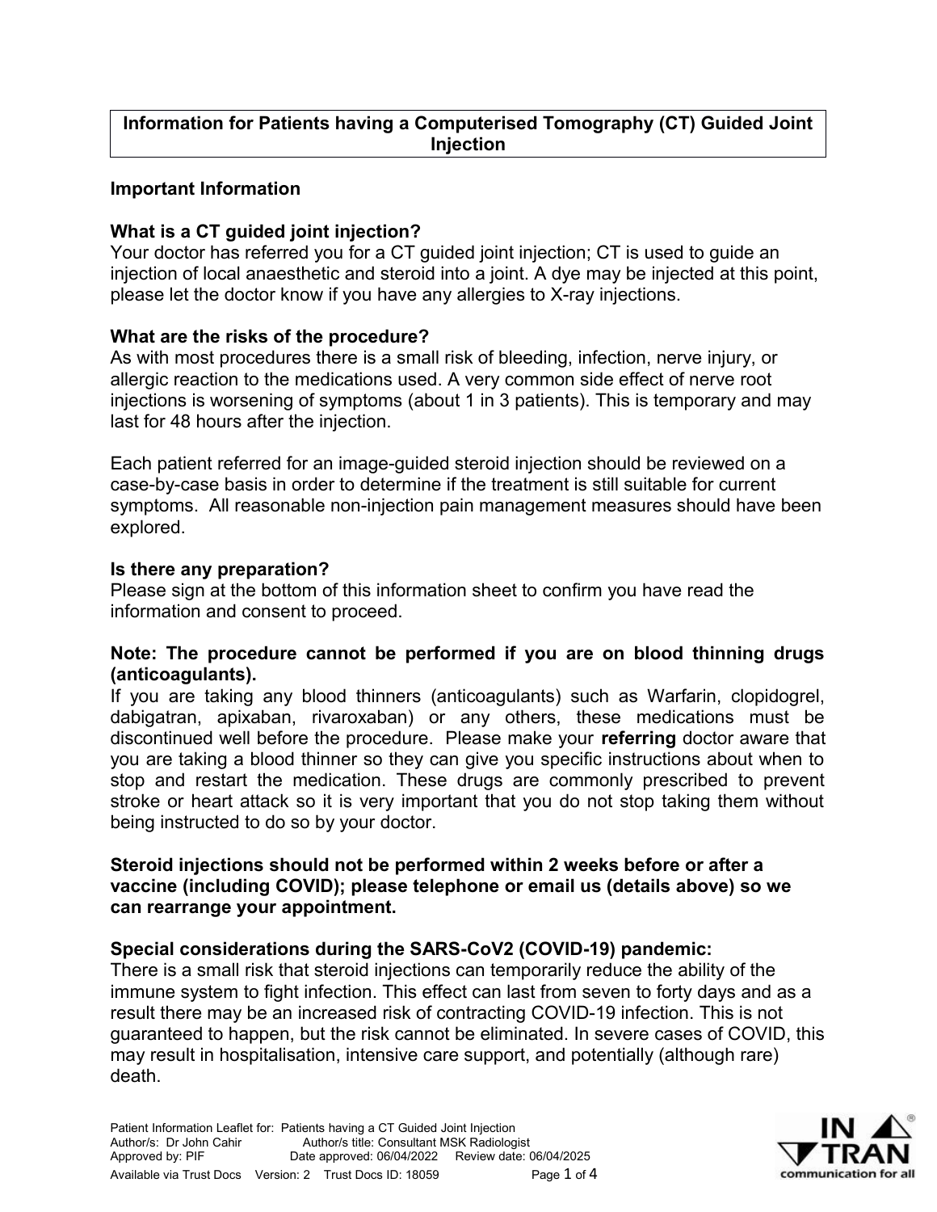# Information for Patients having a Computerised Tomography (CT) Guided Joint Injection

## Important Information

### What is a CT guided joint injection?

Your doctor has referred you for a CT guided joint injection; CT is used to guide an injection of local anaesthetic and steroid into a joint. A dye may be injected at this point, please let the doctor know if you have any allergies to X-ray injections.

### What are the risks of the procedure?

As with most procedures there is a small risk of bleeding, infection, nerve injury, or allergic reaction to the medications used. A very common side effect of nerve root injections is worsening of symptoms (about 1 in 3 patients). This is temporary and may last for 48 hours after the injection.

Each patient referred for an image-guided steroid injection should be reviewed on a case-by-case basis in order to determine if the treatment is still suitable for current symptoms. All reasonable non-injection pain management measures should have been explored.

### Is there any preparation?

Please sign at the bottom of this information sheet to confirm you have read the information and consent to proceed.

**Note: The procedure cannot be performed if you are on blood thinning drugs (anticoagulants).**

If you are taking any blood thinners (anticoagulants) such as Warfarin, clopidogrel, dabigatran, apixaban, rivaroxaban) or any others, these medications must be discontinued well before the procedure. Please make your **referring** doctor aware that you are taking a blood thinner so they can give you specific instructions about when to stop and restart the medication. These drugs are commonly prescribed to prevent stroke or heart attack so it is very important that you do not stop taking them without being instructed to do so by your doctor.

**Steroid injections should not be performed within 2 weeks before or after a vaccine (including COVID); please telephone or email us (details above) so we can rearrange your appointment.**

### Special considerations during the SARS-CoV2 (COVID-19) pandemic:

There is a small risk that steroid injections can temporarily reduce the ability of the immune system to fight infection. This effect can last from seven to forty days and as a result there may be an increased risk of contracting COVID-19 infection. This is not guaranteed to happen, but the risk cannot be eliminated. In severe cases of COVID, this may result in hospitalisation, intensive care support, and potentially (although rare) death.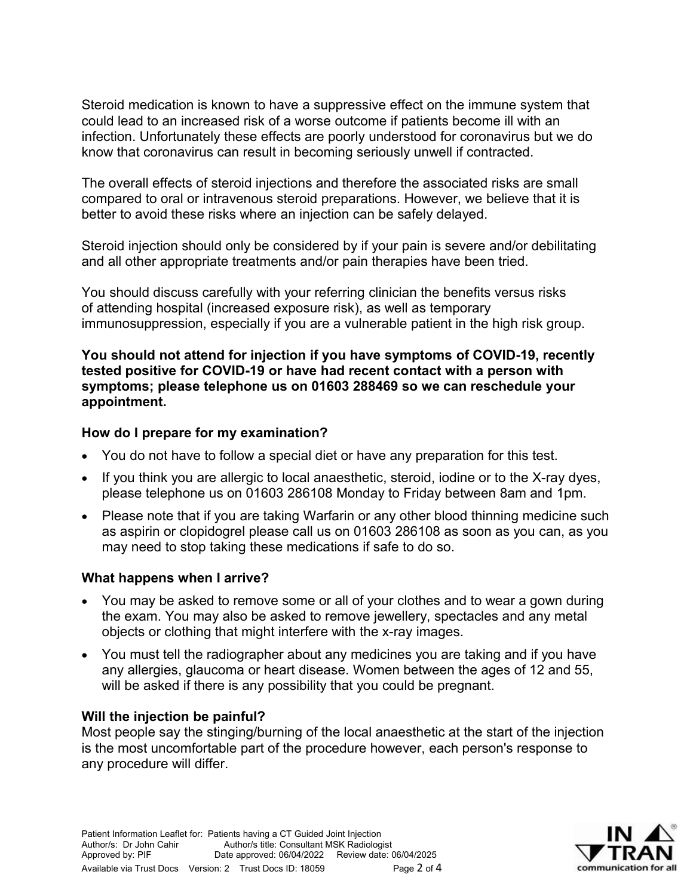Steroid medication is known to have a suppressive effect on the immune system that could lead to an increased risk of a worse outcome if patients become ill with an infection. Unfortunately these effects are poorly understood for coronavirus but we do know that coronavirus can result in becoming seriously unwell if contracted.

The overall effects of steroid injections and therefore the associated risks are small compared to oral or intravenous steroid preparations. However, we believe that it is better to avoid these risks where an injection can be safely delayed.

Steroid injection should only be considered by if your pain is severe and/or debilitating and all other appropriate treatments and/or pain therapies have been tried.

You should discuss carefully with your referring clinician the benefits versus risks of attending hospital (increased exposure risk), as well as temporary immunosuppression, especially if you are a vulnerable patient in the high risk group.

**You should not attend for injection if you have symptoms of COVID-19, recently tested positive for COVID-19 or have had recent contact with a person with symptoms; please telephone us on 01603 288469 so we can reschedule your appointment.**

### How do I prepare for my examination?

- You do not have to follow a special diet or have any preparation for this test.
- If you think you are allergic to local anaesthetic, steroid, iodine or to the X-ray dyes, please telephone us on 01603 286108 Monday to Friday between 8am and 1pm.
- Please note that if you are taking Warfarin or any other blood thinning medicine such as aspirin or clopidogrel please call us on 01603 286108 as soon as you can, as you may need to stop taking these medications if safe to do so.

### What happens when I arrive?

- You may be asked to remove some or all of your clothes and to wear a gown during the exam. You may also be asked to remove jewellery, spectacles and any metal objects or clothing that might interfere with the x-ray images.
- You must tell the radiographer about any medicines you are taking and if you have any allergies, glaucoma or heart disease. Women between the ages of 12 and 55, will be asked if there is any possibility that you could be pregnant.

### Will the injection be painful?

Most people say the stinging/burning of the local anaesthetic at the start of the injection is the most uncomfortable part of the procedure however, each person's response to any procedure will differ.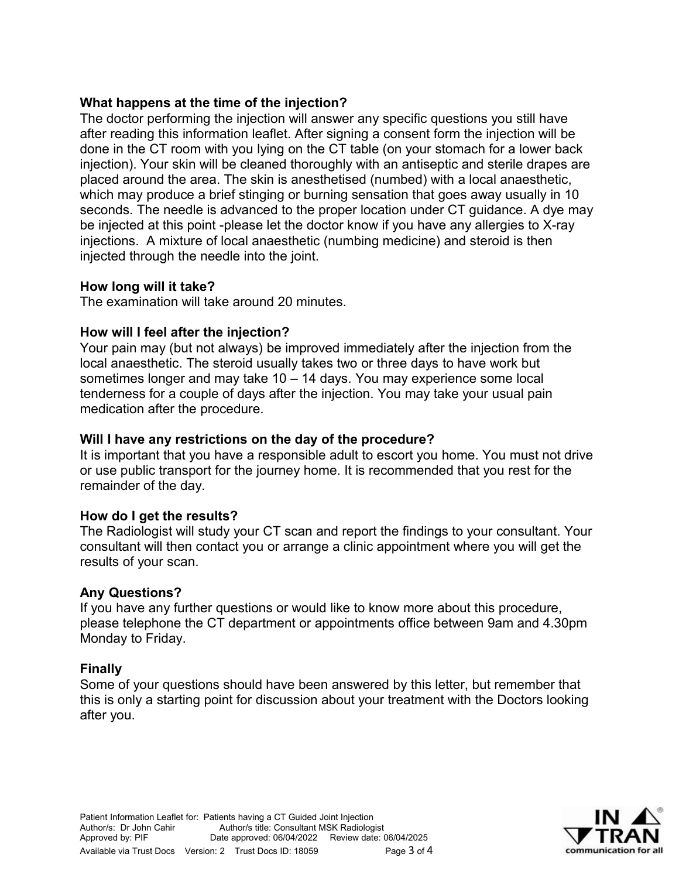**What happens at the time of the injection?**

The doctor performing the injection will answer any specific questions you still have after reading this information leaflet. After signing a consent form the injection will be done in the CT room with you lying on the CT table (on your stomach for a lower back injection). Your skin will be cleaned thoroughly with an antiseptic and sterile drapes are placed around the area. The skin is anesthetised (numbed) with a local anaesthetic, which may produce a brief stinging or burning sensation that goes away usually in 10 seconds. The needle is advanced to the proper location under CT guidance. A dye may be injected at this point -please let the doctor know if you have any allergies to X-ray injections. A mixture of local anaesthetic (numbing medicine) and steroid is then injected through the needle into the joint.

**How long will it take?**

The examination will take around 20 minutes.

**How will I feel after the injection?**

Your pain may (but not always) be improved immediately after the injection from the local anaesthetic. The steroid usually takes two or three days to have work but sometimes longer and may take 10 – 14 days. You may experience some local tenderness for a couple of days after the injection. You may take your usual pain medication after the procedure.

**Will I have any restrictions on the day of the procedure?**

It is important that you have a responsible adult to escort you home. You must not drive or use public transport for the journey home. It is recommended that you rest for the remainder of the day.

**How do I get the results?**

The Radiologist will study your CT scan and report the findings to your consultant. Your consultant will then contact you or arrange a clinic appointment where you will get the results of your scan.

**Any Questions?**

If you have any further questions or would like to know more about this procedure, please telephone the CT department or appointments office between 9am and 4.30pm Monday to Friday.

**Finally**

Some of your questions should have been answered by this letter, but remember that this is only a starting point for discussion about your treatment with the Doctors looking after you.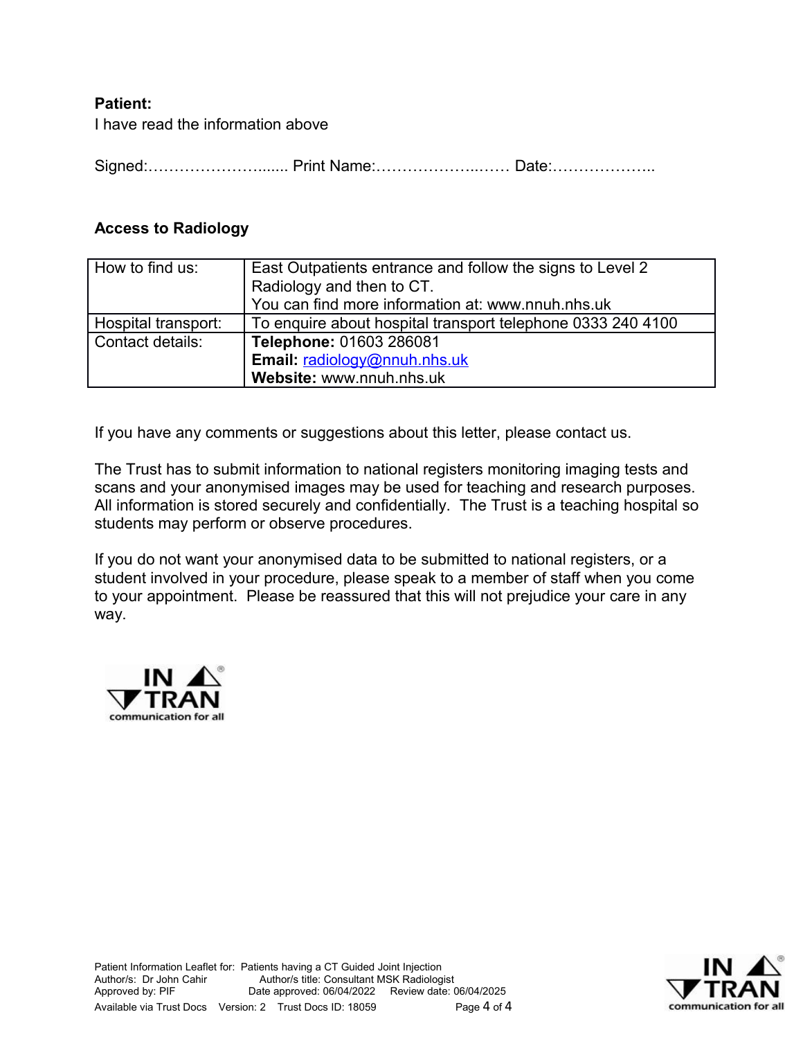**Patient:**

I have read the information above

Signed:…………………....... Print Name:………………..…… Date:………………..

### Access to Radiology

| | |
|---|---|
| How to find us: | East Outpatients entrance and follow the signs to Level 2 Radiology and then to CT.<br>You can find more information at: www.nnuh.nhs.uk |
| Hospital transport: | To enquire about hospital transport telephone 0333 240 4100 |
| Contact details: | **Telephone:** 01603 286081<br>**Email:** radiology@nnuh.nhs.uk<br>**Website:** www.nnuh.nhs.uk |

If you have any comments or suggestions about this letter, please contact us.

The Trust has to submit information to national registers monitoring imaging tests and scans and your anonymised images may be used for teaching and research purposes. All information is stored securely and confidentially. The Trust is a teaching hospital so students may perform or observe procedures.

If you do not want your anonymised data to be submitted to national registers, or a student involved in your procedure, please speak to a member of staff when you come to your appointment. Please be reassured that this will not prejudice your care in any way.

IN TRAN communication for all